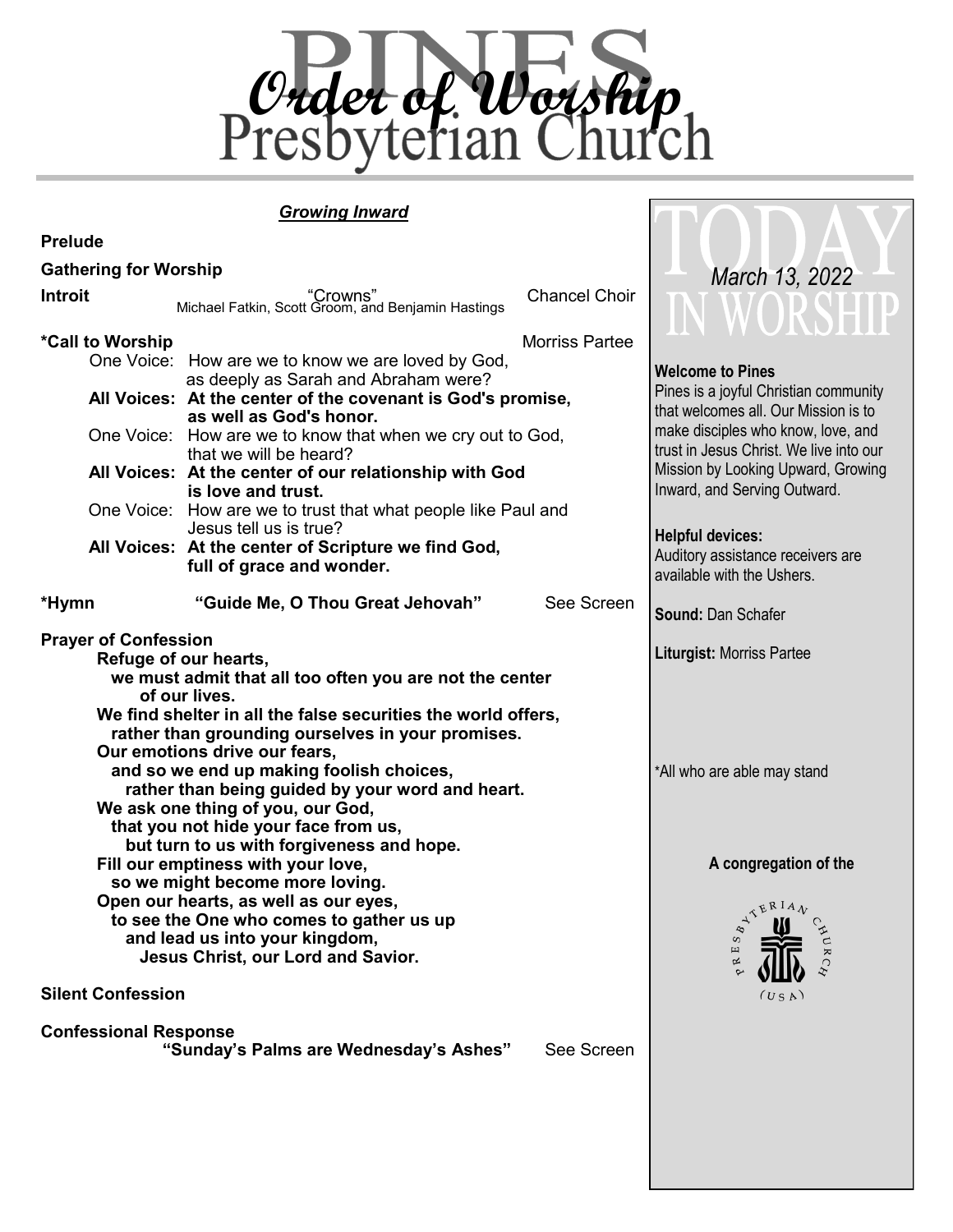# Order of Worship
## Pines Presbyterian Church

***Growing Inward***

**Prelude**

**Gathering for Worship**

**Introit** — "Crowns" — Michael Fatkin, Scott Groom, and Benjamin Hastings — Chancel Choir

**\*Call to Worship** — Morriss Partee

One Voice: How are we to know we are loved by God, as deeply as Sarah and Abraham were?

**All Voices: At the center of the covenant is God's promise, as well as God's honor.**

One Voice: How are we to know that when we cry out to God, that we will be heard?

**All Voices: At the center of our relationship with God is love and trust.**

One Voice: How are we to trust that what people like Paul and Jesus tell us is true?

**All Voices: At the center of Scripture we find God, full of grace and wonder.**

**\*Hymn** — **"Guide Me, O Thou Great Jehovah"** — See Screen

**Prayer of Confession**

**Refuge of our hearts,**
**we must admit that all too often you are not the center of our lives.**
**We find shelter in all the false securities the world offers,**
**rather than grounding ourselves in your promises.**
**Our emotions drive our fears,**
**and so we end up making foolish choices,**
**rather than being guided by your word and heart.**
**We ask one thing of you, our God,**
**that you not hide your face from us,**
**but turn to us with forgiveness and hope.**
**Fill our emptiness with your love,**
**so we might become more loving.**
**Open our hearts, as well as our eyes,**
**to see the One who comes to gather us up**
**and lead us into your kingdom,**
**Jesus Christ, our Lord and Savior.**

**Silent Confession**

**Confessional Response**
**"Sunday's Palms are Wednesday's Ashes"** — See Screen

---

## Today in Worship

*March 13, 2022*

**Welcome to Pines**
Pines is a joyful Christian community that welcomes all. Our Mission is to make disciples who know, love, and trust in Jesus Christ. We live into our Mission by Looking Upward, Growing Inward, and Serving Outward.

**Helpful devices:**
Auditory assistance receivers are available with the Ushers.

**Sound:** Dan Schafer

**Liturgist:** Morriss Partee

\*All who are able may stand

**A congregation of the**

Presbyterian Church (USA)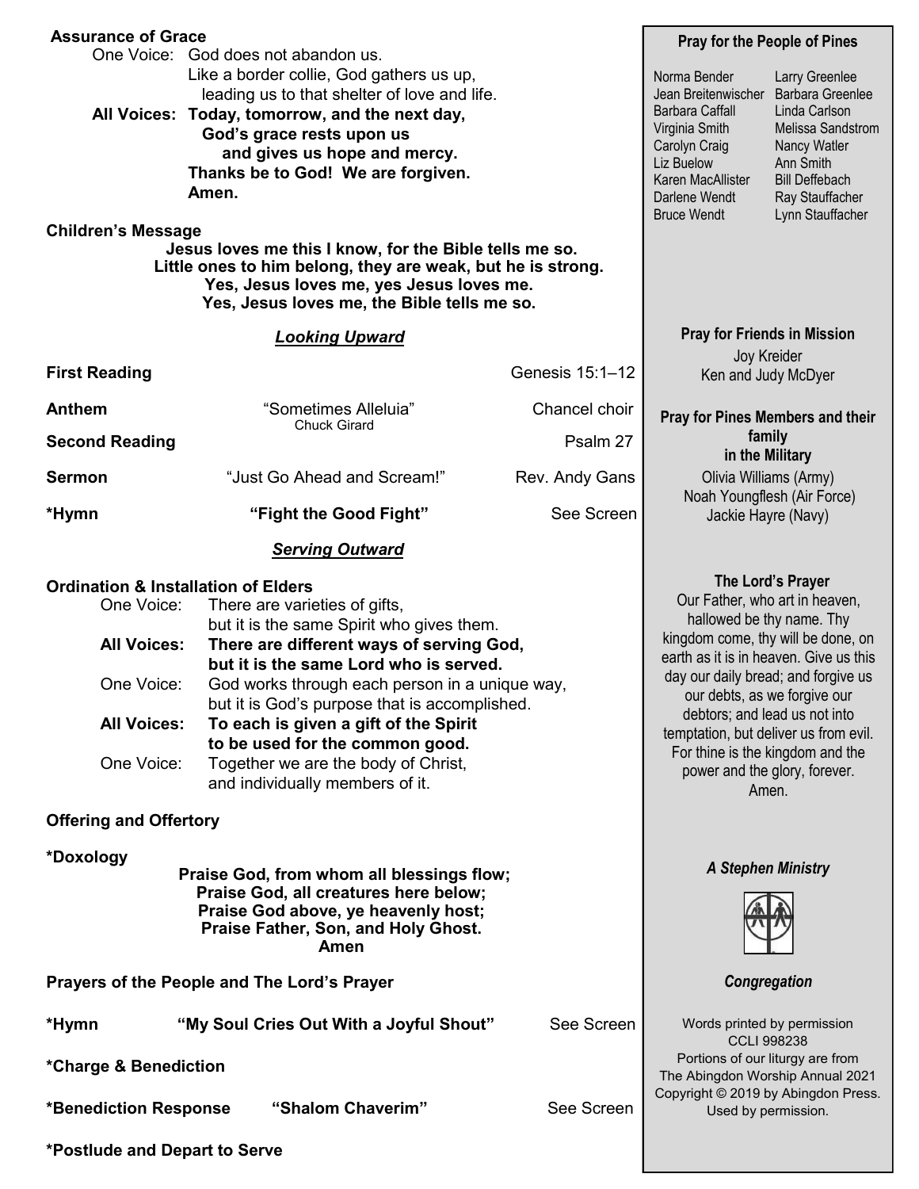**Assurance of Grace**

One Voice: God does not abandon us.
Like a border collie, God gathers us up,
leading us to that shelter of love and life.

**All Voices: Today, tomorrow, and the next day,**
**God's grace rests upon us**
**and gives us hope and mercy.**
**Thanks be to God! We are forgiven.**
**Amen.**

**Children's Message**

**Jesus loves me this I know, for the Bible tells me so.**
**Little ones to him belong, they are weak, but he is strong.**
**Yes, Jesus loves me, yes Jesus loves me.**
**Yes, Jesus loves me, the Bible tells me so.**

## ***Looking Upward***

**First Reading** — Genesis 15:1–12

**Anthem** — "Sometimes Alleluia" Chuck Girard — Chancel choir

**Second Reading** — Psalm 27

**Sermon** — "Just Go Ahead and Scream!" — Rev. Andy Gans

**\*Hymn** — **"Fight the Good Fight"** — See Screen

## ***Serving Outward***

**Ordination & Installation of Elders**

One Voice: There are varieties of gifts,
but it is the same Spirit who gives them.

**All Voices: There are different ways of serving God,**
**but it is the same Lord who is served.**

One Voice: God works through each person in a unique way,
but it is God's purpose that is accomplished.

**All Voices: To each is given a gift of the Spirit**
**to be used for the common good.**

One Voice: Together we are the body of Christ,
and individually members of it.

**Offering and Offertory**

**\*Doxology**

**Praise God, from whom all blessings flow;**
**Praise God, all creatures here below;**
**Praise God above, ye heavenly host;**
**Praise Father, Son, and Holy Ghost.**
**Amen**

**Prayers of the People and The Lord's Prayer**

**\*Hymn** — **"My Soul Cries Out With a Joyful Shout"** — See Screen

**\*Charge & Benediction**

**\*Benediction Response** — **"Shalom Chaverim"** — See Screen

**\*Postlude and Depart to Serve**

---

**Pray for the People of Pines**

Norma Bender
Jean Breitenwischer
Barbara Caffall
Virginia Smith
Carolyn Craig
Liz Buelow
Karen MacAllister
Darlene Wendt
Bruce Wendt
Larry Greenlee
Barbara Greenlee
Linda Carlson
Melissa Sandstrom
Nancy Watler
Ann Smith
Bill Deffebach
Ray Stauffacher
Lynn Stauffacher

**Pray for Friends in Mission**

Joy Kreider
Ken and Judy McDyer

**Pray for Pines Members and their family in the Military**

Olivia Williams (Army)
Noah Youngflesh (Air Force)
Jackie Hayre (Navy)

**The Lord's Prayer**

Our Father, who art in heaven, hallowed be thy name. Thy kingdom come, thy will be done, on earth as it is in heaven. Give us this day our daily bread; and forgive us our debts, as we forgive our debtors; and lead us not into temptation, but deliver us from evil. For thine is the kingdom and the power and the glory, forever. Amen.

***A Stephen Ministry***

***Congregation***

Words printed by permission
CCLI 998238
Portions of our liturgy are from
The Abingdon Worship Annual 2021
Copyright © 2019 by Abingdon Press.
Used by permission.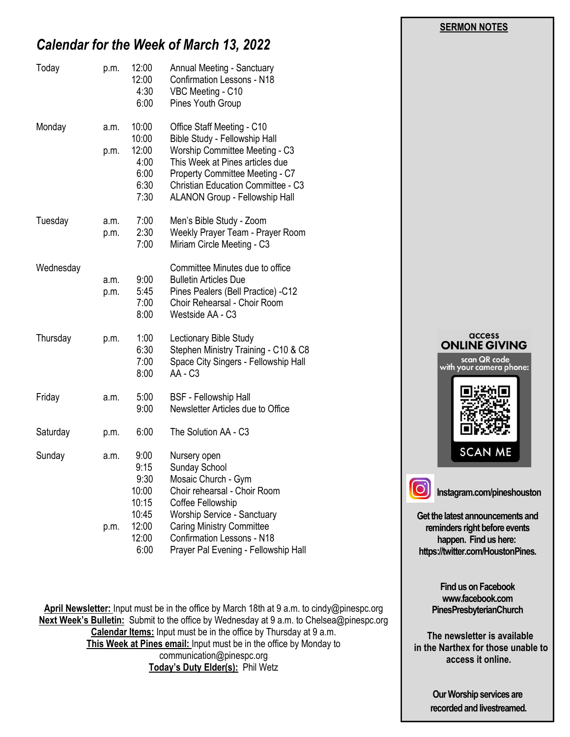## *Calendar for the Week of March 13, 2022*

| Day | | Time | Event |
|---|---|---|---|
| Today | p.m. | 12:00 | Annual Meeting - Sanctuary |
| | | 12:00 | Confirmation Lessons - N18 |
| | | 4:30 | VBC Meeting - C10 |
| | | 6:00 | Pines Youth Group |
| Monday | a.m. | 10:00 | Office Staff Meeting - C10 |
| | | 10:00 | Bible Study - Fellowship Hall |
| | p.m. | 12:00 | Worship Committee Meeting - C3 |
| | | 4:00 | This Week at Pines articles due |
| | | 6:00 | Property Committee Meeting - C7 |
| | | 6:30 | Christian Education Committee - C3 |
| | | 7:30 | ALANON Group - Fellowship Hall |
| Tuesday | a.m. | 7:00 | Men's Bible Study - Zoom |
| | p.m. | 2:30 | Weekly Prayer Team - Prayer Room |
| | | 7:00 | Miriam Circle Meeting - C3 |
| Wednesday | | | Committee Minutes due to office |
| | a.m. | 9:00 | Bulletin Articles Due |
| | p.m. | 5:45 | Pines Pealers (Bell Practice) -C12 |
| | | 7:00 | Choir Rehearsal - Choir Room |
| | | 8:00 | Westside AA - C3 |
| Thursday | p.m. | 1:00 | Lectionary Bible Study |
| | | 6:30 | Stephen Ministry Training - C10 & C8 |
| | | 7:00 | Space City Singers - Fellowship Hall |
| | | 8:00 | AA - C3 |
| Friday | a.m. | 5:00 | BSF - Fellowship Hall |
| | | 9:00 | Newsletter Articles due to Office |
| Saturday | p.m. | 6:00 | The Solution AA - C3 |
| Sunday | a.m. | 9:00 | Nursery open |
| | | 9:15 | Sunday School |
| | | 9:30 | Mosaic Church - Gym |
| | | 10:00 | Choir rehearsal - Choir Room |
| | | 10:15 | Coffee Fellowship |
| | | 10:45 | Worship Service - Sanctuary |
| | p.m. | 12:00 | Caring Ministry Committee |
| | | 12:00 | Confirmation Lessons - N18 |
| | | 6:00 | Prayer Pal Evening - Fellowship Hall |

**April Newsletter:** Input must be in the office by March 18th at 9 a.m. to cindy@pinespc.org
**Next Week's Bulletin:** Submit to the office by Wednesday at 9 a.m. to Chelsea@pinespc.org
**Calendar Items:** Input must be in the office by Thursday at 9 a.m.
**This Week at Pines email:** Input must be in the office by Monday to communication@pinespc.org
**Today's Duty Elder(s):** Phil Wetz

**SERMON NOTES**

access
**ONLINE GIVING**
scan QR code with your camera phone:
SCAN ME

Instagram.com/pineshouston

**Get the latest announcements and reminders right before events happen. Find us here: https://twitter.com/HoustonPines.**

**Find us on Facebook www.facebook.com PinesPresbyterianChurch**

**The newsletter is available in the Narthex for those unable to access it online.**

**Our Worship services are recorded and livestreamed.**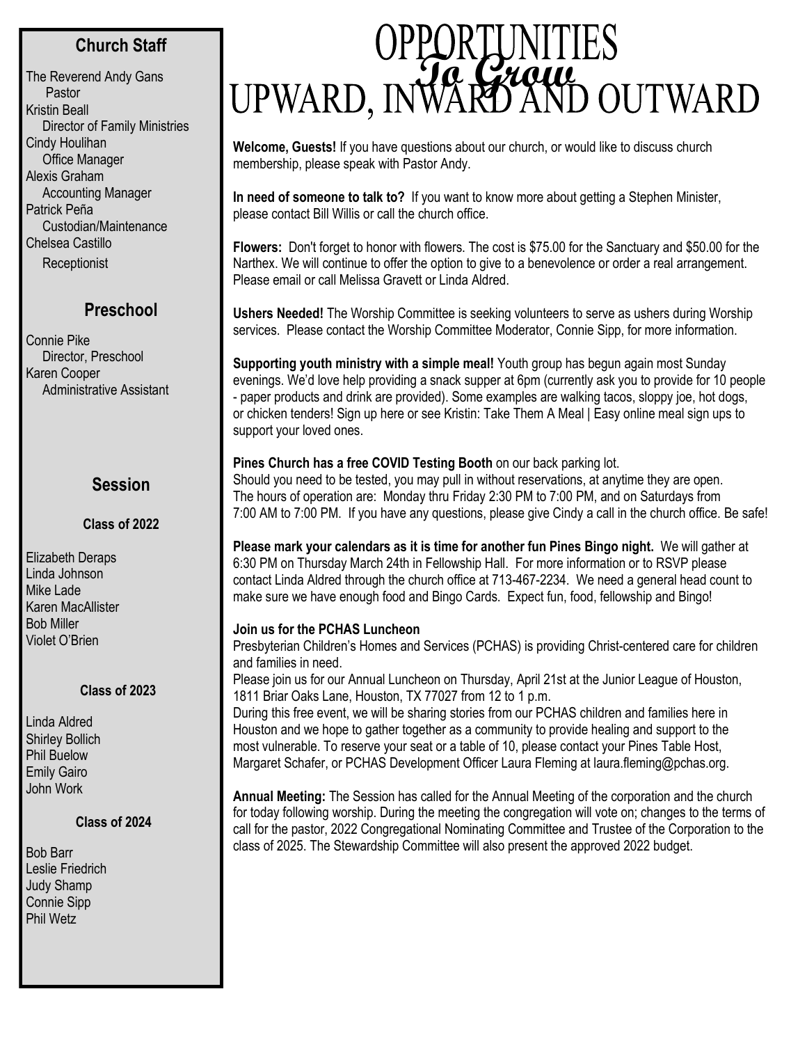## Church Staff

The Reverend Andy Gans
Pastor
Kristin Beall
Director of Family Ministries
Cindy Houlihan
Office Manager
Alexis Graham
Accounting Manager
Patrick Peña
Custodian/Maintenance
Chelsea Castillo
Receptionist

## Preschool

Connie Pike
Director, Preschool
Karen Cooper
Administrative Assistant

## Session

### Class of 2022

Elizabeth Deraps
Linda Johnson
Mike Lade
Karen MacAllister
Bob Miller
Violet O'Brien

### Class of 2023

Linda Aldred
Shirley Bollich
Phil Buelow
Emily Gairo
John Work

### Class of 2024

Bob Barr
Leslie Friedrich
Judy Shamp
Connie Sipp
Phil Wetz

# OPPORTUNITIES *To Grow* UPWARD, INWARD AND OUTWARD

**Welcome, Guests!** If you have questions about our church, or would like to discuss church membership, please speak with Pastor Andy.

**In need of someone to talk to?** If you want to know more about getting a Stephen Minister, please contact Bill Willis or call the church office.

**Flowers:** Don't forget to honor with flowers. The cost is $75.00 for the Sanctuary and $50.00 for the Narthex. We will continue to offer the option to give to a benevolence or order a real arrangement. Please email or call Melissa Gravett or Linda Aldred.

**Ushers Needed!** The Worship Committee is seeking volunteers to serve as ushers during Worship services. Please contact the Worship Committee Moderator, Connie Sipp, for more information.

**Supporting youth ministry with a simple meal!** Youth group has begun again most Sunday evenings. We'd love help providing a snack supper at 6pm (currently ask you to provide for 10 people - paper products and drink are provided). Some examples are walking tacos, sloppy joe, hot dogs, or chicken tenders! Sign up here or see Kristin: Take Them A Meal | Easy online meal sign ups to support your loved ones.

**Pines Church has a free COVID Testing Booth** on our back parking lot.
Should you need to be tested, you may pull in without reservations, at anytime they are open. The hours of operation are: Monday thru Friday 2:30 PM to 7:00 PM, and on Saturdays from 7:00 AM to 7:00 PM. If you have any questions, please give Cindy a call in the church office. Be safe!

**Please mark your calendars as it is time for another fun Pines Bingo night.** We will gather at 6:30 PM on Thursday March 24th in Fellowship Hall. For more information or to RSVP please contact Linda Aldred through the church office at 713-467-2234. We need a general head count to make sure we have enough food and Bingo Cards. Expect fun, food, fellowship and Bingo!

**Join us for the PCHAS Luncheon**
Presbyterian Children's Homes and Services (PCHAS) is providing Christ-centered care for children and families in need.
Please join us for our Annual Luncheon on Thursday, April 21st at the Junior League of Houston, 1811 Briar Oaks Lane, Houston, TX 77027 from 12 to 1 p.m.
During this free event, we will be sharing stories from our PCHAS children and families here in Houston and we hope to gather together as a community to provide healing and support to the most vulnerable. To reserve your seat or a table of 10, please contact your Pines Table Host, Margaret Schafer, or PCHAS Development Officer Laura Fleming at laura.fleming@pchas.org.

**Annual Meeting:** The Session has called for the Annual Meeting of the corporation and the church for today following worship. During the meeting the congregation will vote on; changes to the terms of call for the pastor, 2022 Congregational Nominating Committee and Trustee of the Corporation to the class of 2025. The Stewardship Committee will also present the approved 2022 budget.